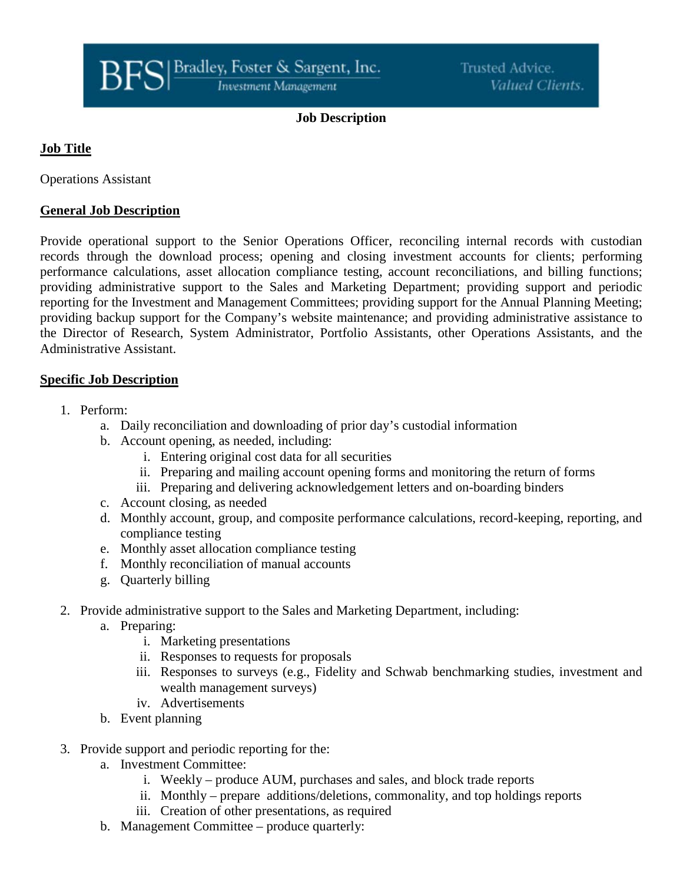**Job Description**

## Job Title

Operations Assistant

## General Job Description

Provide operational support to the Senior Operations Officer, reconciling internal records with custodian records through the download process; opening and closing investment accounts for clients; performing performance calculations, asset allocation compliance testing, account reconciliations, and billing functions; providing administrative support to the Sales and Marketing Department; providing support and periodic reporting for the Investment and Management Committees; providing support for the Annual Planning Meeting; providing backup support for the Company's website maintenance; and providing administrative assistance to the Director of Research, System Administrator, Portfolio Assistants, other Operations Assistants, and the Administrative Assistant.

## Specific Job Description

1. Perform:
   a. Daily reconciliation and downloading of prior day's custodial information
   b. Account opening, as needed, including:
      i. Entering original cost data for all securities
      ii. Preparing and mailing account opening forms and monitoring the return of forms
      iii. Preparing and delivering acknowledgement letters and on-boarding binders
   c. Account closing, as needed
   d. Monthly account, group, and composite performance calculations, record-keeping, reporting, and compliance testing
   e. Monthly asset allocation compliance testing
   f. Monthly reconciliation of manual accounts
   g. Quarterly billing

2. Provide administrative support to the Sales and Marketing Department, including:
   a. Preparing:
      i. Marketing presentations
      ii. Responses to requests for proposals
      iii. Responses to surveys (e.g., Fidelity and Schwab benchmarking studies, investment and wealth management surveys)
      iv. Advertisements
   b. Event planning

3. Provide support and periodic reporting for the:
   a. Investment Committee:
      i. Weekly – produce AUM, purchases and sales, and block trade reports
      ii. Monthly – prepare additions/deletions, commonality, and top holdings reports
      iii. Creation of other presentations, as required
   b. Management Committee – produce quarterly: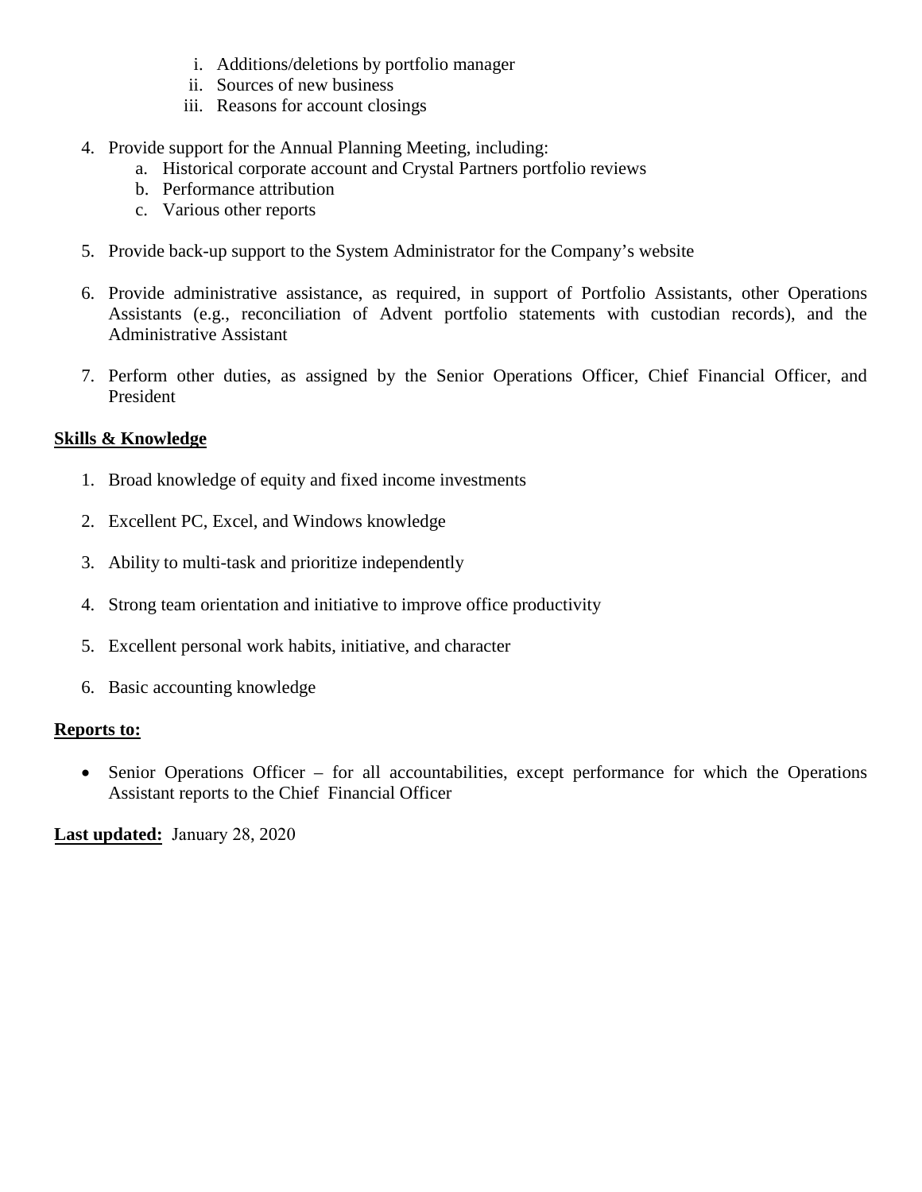i. Additions/deletions by portfolio manager
   ii. Sources of new business
   iii. Reasons for account closings

4. Provide support for the Annual Planning Meeting, including:
   a. Historical corporate account and Crystal Partners portfolio reviews
   b. Performance attribution
   c. Various other reports

5. Provide back-up support to the System Administrator for the Company's website

6. Provide administrative assistance, as required, in support of Portfolio Assistants, other Operations Assistants (e.g., reconciliation of Advent portfolio statements with custodian records), and the Administrative Assistant

7. Perform other duties, as assigned by the Senior Operations Officer, Chief Financial Officer, and President

**Skills & Knowledge**

1. Broad knowledge of equity and fixed income investments

2. Excellent PC, Excel, and Windows knowledge

3. Ability to multi-task and prioritize independently

4. Strong team orientation and initiative to improve office productivity

5. Excellent personal work habits, initiative, and character

6. Basic accounting knowledge

**Reports to:**

- Senior Operations Officer – for all accountabilities, except performance for which the Operations Assistant reports to the Chief Financial Officer

**Last updated:** January 28, 2020